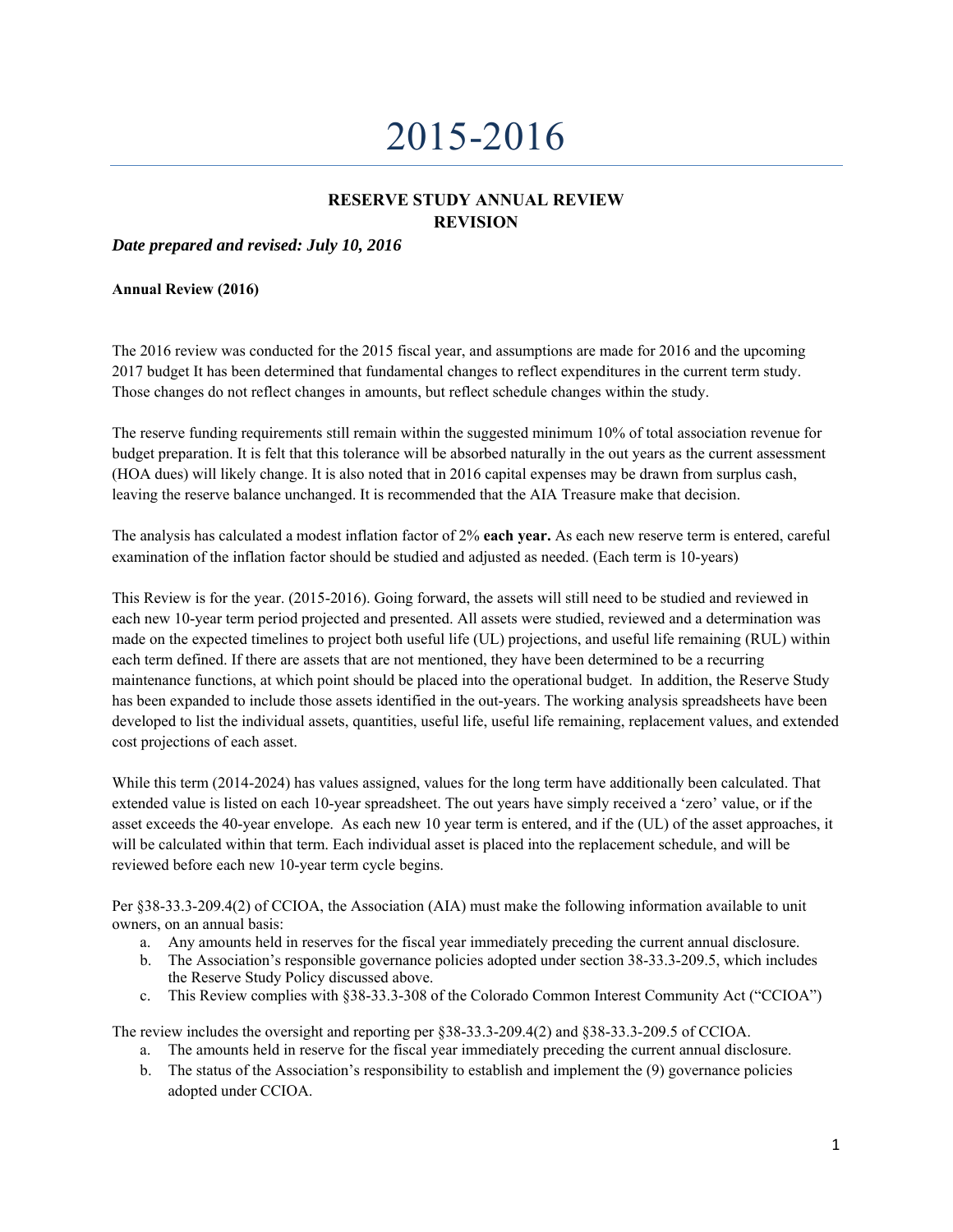# 2015-2016

## RESERVE STUDY ANNUAL REVIEW
## REVISION

***Date prepared and revised: July 10, 2016***

**Annual Review (2016)**

The 2016 review was conducted for the 2015 fiscal year, and assumptions are made for 2016 and the upcoming 2017 budget It has been determined that fundamental changes to reflect expenditures in the current term study. Those changes do not reflect changes in amounts, but reflect schedule changes within the study.

The reserve funding requirements still remain within the suggested minimum 10% of total association revenue for budget preparation. It is felt that this tolerance will be absorbed naturally in the out years as the current assessment (HOA dues) will likely change. It is also noted that in 2016 capital expenses may be drawn from surplus cash, leaving the reserve balance unchanged. It is recommended that the AIA Treasure make that decision.

The analysis has calculated a modest inflation factor of 2% **each year.** As each new reserve term is entered, careful examination of the inflation factor should be studied and adjusted as needed. (Each term is 10-years)

This Review is for the year. (2015-2016). Going forward, the assets will still need to be studied and reviewed in each new 10-year term period projected and presented. All assets were studied, reviewed and a determination was made on the expected timelines to project both useful life (UL) projections, and useful life remaining (RUL) within each term defined. If there are assets that are not mentioned, they have been determined to be a recurring maintenance functions, at which point should be placed into the operational budget. In addition, the Reserve Study has been expanded to include those assets identified in the out-years. The working analysis spreadsheets have been developed to list the individual assets, quantities, useful life, useful life remaining, replacement values, and extended cost projections of each asset.

While this term (2014-2024) has values assigned, values for the long term have additionally been calculated. That extended value is listed on each 10-year spreadsheet. The out years have simply received a 'zero' value, or if the asset exceeds the 40-year envelope. As each new 10 year term is entered, and if the (UL) of the asset approaches, it will be calculated within that term. Each individual asset is placed into the replacement schedule, and will be reviewed before each new 10-year term cycle begins.

Per §38-33.3-209.4(2) of CCIOA, the Association (AIA) must make the following information available to unit owners, on an annual basis:

a. Any amounts held in reserves for the fiscal year immediately preceding the current annual disclosure.
b. The Association's responsible governance policies adopted under section 38-33.3-209.5, which includes the Reserve Study Policy discussed above.
c. This Review complies with §38-33.3-308 of the Colorado Common Interest Community Act ("CCIOA")

The review includes the oversight and reporting per §38-33.3-209.4(2) and §38-33.3-209.5 of CCIOA.

a. The amounts held in reserve for the fiscal year immediately preceding the current annual disclosure.
b. The status of the Association's responsibility to establish and implement the (9) governance policies adopted under CCIOA.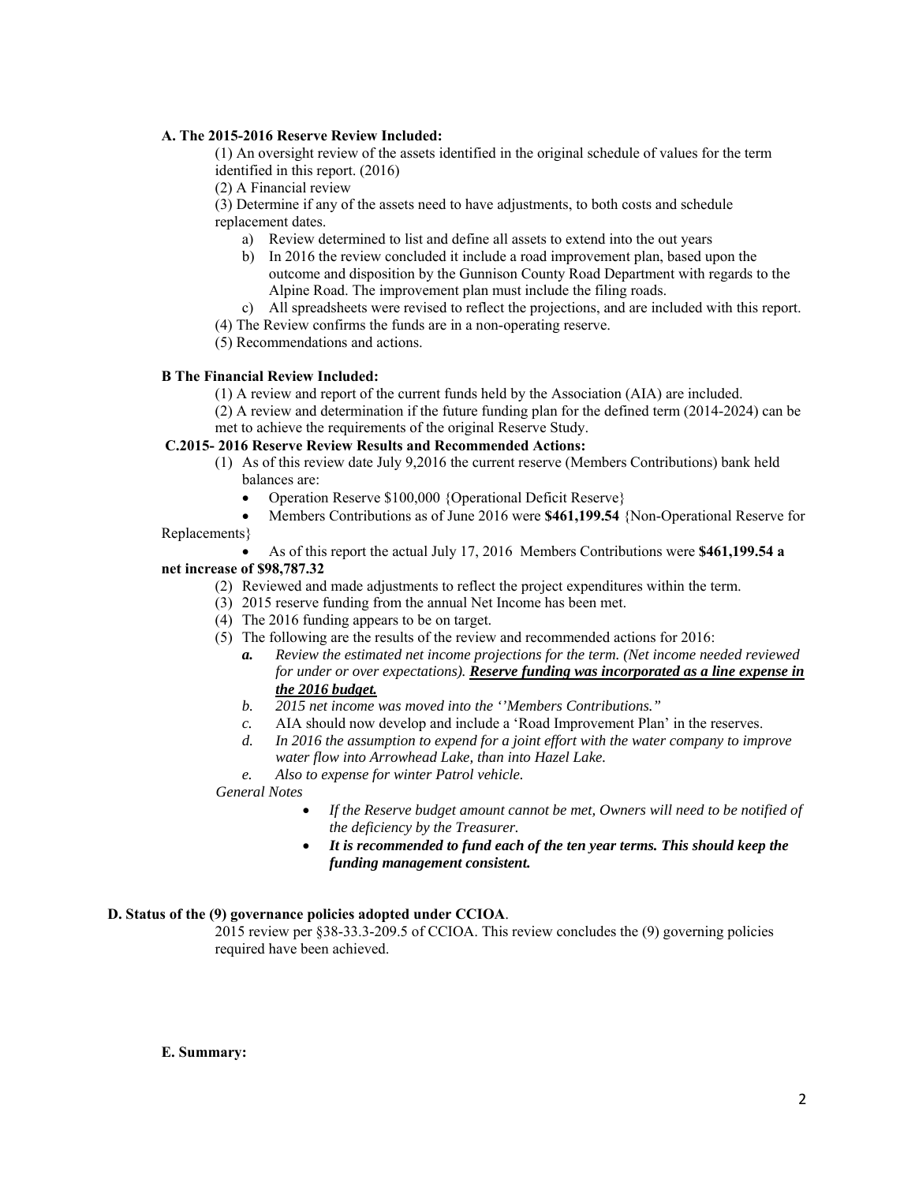**A. The 2015-2016 Reserve Review Included:**

(1) An oversight review of the assets identified in the original schedule of values for the term identified in this report. (2016)

(2) A Financial review

(3) Determine if any of the assets need to have adjustments, to both costs and schedule replacement dates.

a) Review determined to list and define all assets to extend into the out years
b) In 2016 the review concluded it include a road improvement plan, based upon the outcome and disposition by the Gunnison County Road Department with regards to the Alpine Road. The improvement plan must include the filing roads.
c) All spreadsheets were revised to reflect the projections, and are included with this report.

(4) The Review confirms the funds are in a non-operating reserve.

(5) Recommendations and actions.

**B The Financial Review Included:**

(1) A review and report of the current funds held by the Association (AIA) are included.

(2) A review and determination if the future funding plan for the defined term (2014-2024) can be met to achieve the requirements of the original Reserve Study.

**C.2015- 2016 Reserve Review Results and Recommended Actions:**

(1) As of this review date July 9,2016 the current reserve (Members Contributions) bank held balances are:

- Operation Reserve $100,000 {Operational Deficit Reserve}
- Members Contributions as of June 2016 were **$461,199.54** {Non-Operational Reserve for Replacements}
- As of this report the actual July 17, 2016 Members Contributions were **$461,199.54 a net increase of $98,787.32**

(2) Reviewed and made adjustments to reflect the project expenditures within the term.

(3) 2015 reserve funding from the annual Net Income has been met.

(4) The 2016 funding appears to be on target.

(5) The following are the results of the review and recommended actions for 2016:

***a.*** *Review the estimated net income projections for the term. (Net income needed reviewed for under or over expectations).* ***<u>Reserve funding was incorporated as a line expense in the 2016 budget.</u>***

*b. 2015 net income was moved into the ''Members Contributions."*

*c.* AIA should now develop and include a 'Road Improvement Plan' in the reserves.

*d. In 2016 the assumption to expend for a joint effort with the water company to improve water flow into Arrowhead Lake, than into Hazel Lake.*

*e. Also to expense for winter Patrol vehicle.*

*General Notes*

- *If the Reserve budget amount cannot be met, Owners will need to be notified of the deficiency by the Treasurer.*
- ***It is recommended to fund each of the ten year terms. This should keep the funding management consistent.***

**D. Status of the (9) governance policies adopted under CCIOA**.

2015 review per §38-33.3-209.5 of CCIOA. This review concludes the (9) governing policies required have been achieved.

**E. Summary:**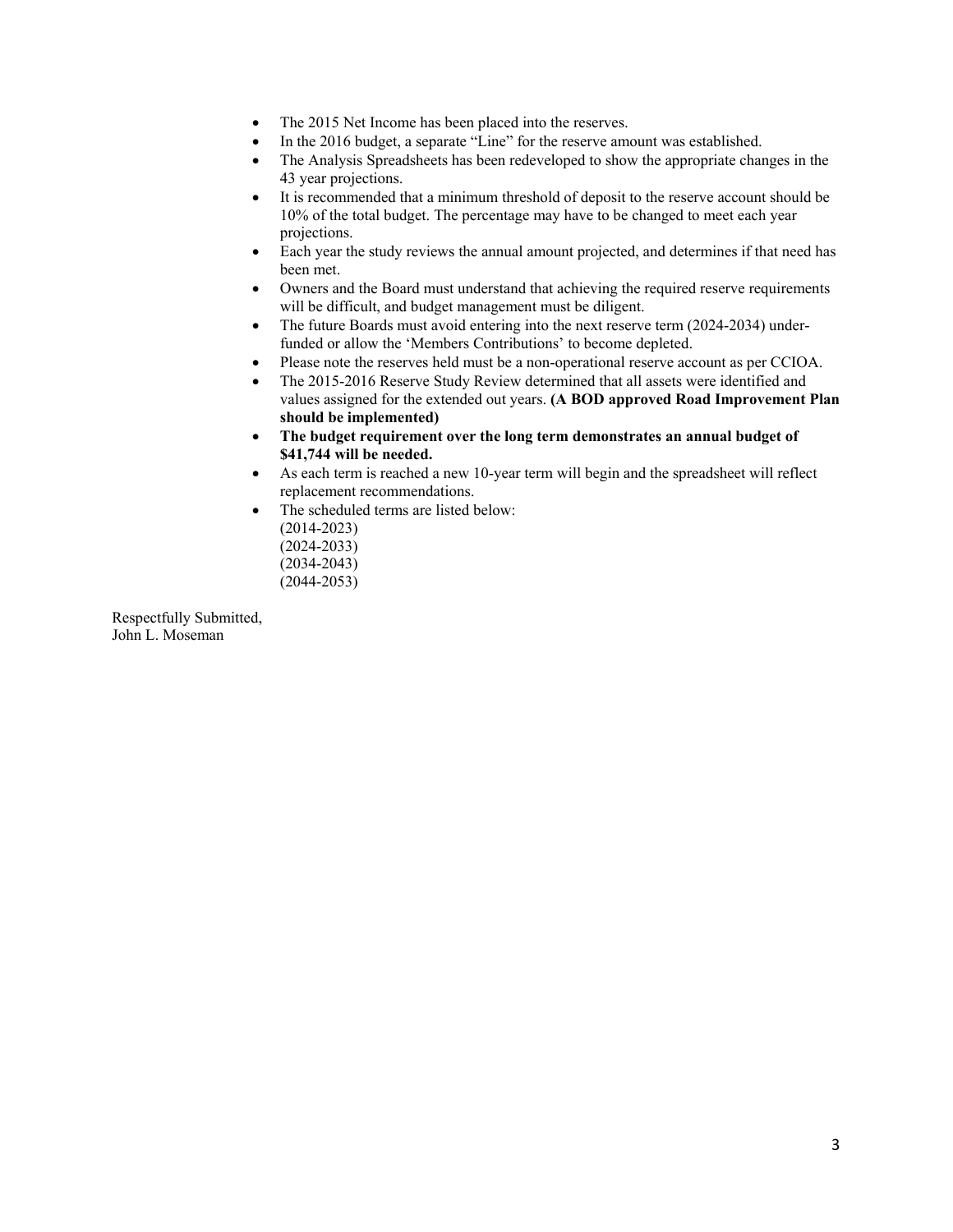- The 2015 Net Income has been placed into the reserves.
- In the 2016 budget, a separate "Line" for the reserve amount was established.
- The Analysis Spreadsheets has been redeveloped to show the appropriate changes in the 43 year projections.
- It is recommended that a minimum threshold of deposit to the reserve account should be 10% of the total budget. The percentage may have to be changed to meet each year projections.
- Each year the study reviews the annual amount projected, and determines if that need has been met.
- Owners and the Board must understand that achieving the required reserve requirements will be difficult, and budget management must be diligent.
- The future Boards must avoid entering into the next reserve term (2024-2034) under-funded or allow the 'Members Contributions' to become depleted.
- Please note the reserves held must be a non-operational reserve account as per CCIOA.
- The 2015-2016 Reserve Study Review determined that all assets were identified and values assigned for the extended out years. **(A BOD approved Road Improvement Plan should be implemented)**
- **The budget requirement over the long term demonstrates an annual budget of $41,744 will be needed.**
- As each term is reached a new 10-year term will begin and the spreadsheet will reflect replacement recommendations.
- The scheduled terms are listed below:
  (2014-2023)
  (2024-2033)
  (2034-2043)
  (2044-2053)

Respectfully Submitted,
John L. Moseman